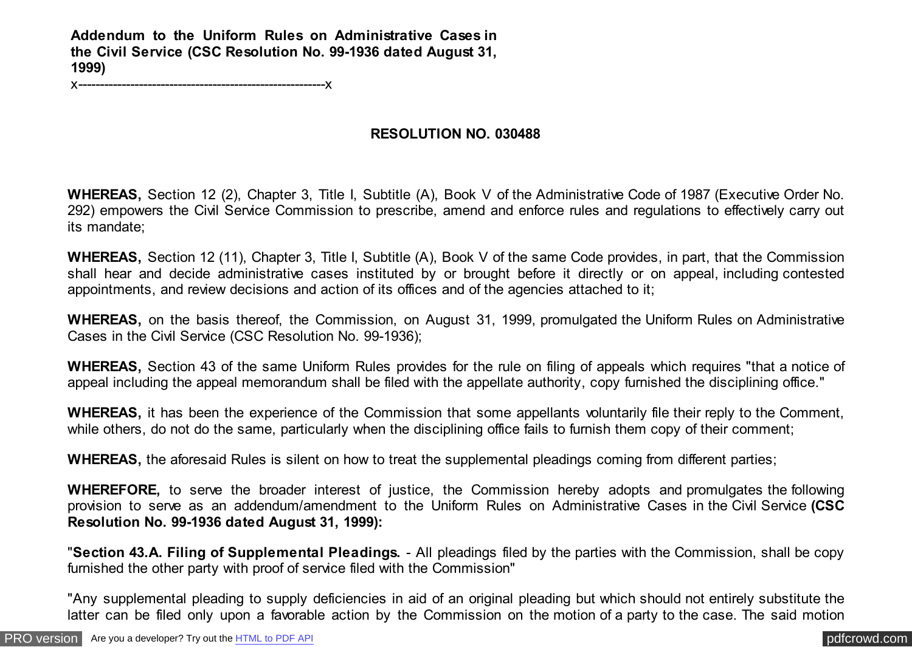**Addendum to the Uniform Rules on Administrative Cases in the Civil Service (CSC Resolution No. 99-1936 dated August 31, 1999)**

x---------------------------------------------------------x

**RESOLUTION NO. 030488**

**WHEREAS,** Section 12 (2), Chapter 3, Title I, Subtitle (A), Book V of the Administrative Code of 1987 (Executive Order No. 292) empowers the Civil Service Commission to prescribe, amend and enforce rules and regulations to effectively carry out its mandate;

**WHEREAS,** Section 12 (11), Chapter 3, Title I, Subtitle (A), Book V of the same Code provides, in part, that the Commission shall hear and decide administrative cases instituted by or brought before it directly or on appeal, including contested appointments, and review decisions and action of its offices and of the agencies attached to it;

**WHEREAS,** on the basis thereof, the Commission, on August 31, 1999, promulgated the Uniform Rules on Administrative Cases in the Civil Service (CSC Resolution No. 99-1936);

**WHEREAS,** Section 43 of the same Uniform Rules provides for the rule on filing of appeals which requires "that a notice of appeal including the appeal memorandum shall be filed with the appellate authority, copy furnished the disciplining office."

**WHEREAS,** it has been the experience of the Commission that some appellants voluntarily file their reply to the Comment, while others, do not do the same, particularly when the disciplining office fails to furnish them copy of their comment;

**WHEREAS,** the aforesaid Rules is silent on how to treat the supplemental pleadings coming from different parties;

**WHEREFORE,** to serve the broader interest of justice, the Commission hereby adopts and promulgates the following provision to serve as an addendum/amendment to the Uniform Rules on Administrative Cases in the Civil Service **(CSC Resolution No. 99-1936 dated August 31, 1999):**

"**Section 43.A. Filing of Supplemental Pleadings.** - All pleadings filed by the parties with the Commission, shall be copy furnished the other party with proof of service filed with the Commission"

"Any supplemental pleading to supply deficiencies in aid of an original pleading but which should not entirely substitute the latter can be filed only upon a favorable action by the Commission on the motion of a party to the case. The said motion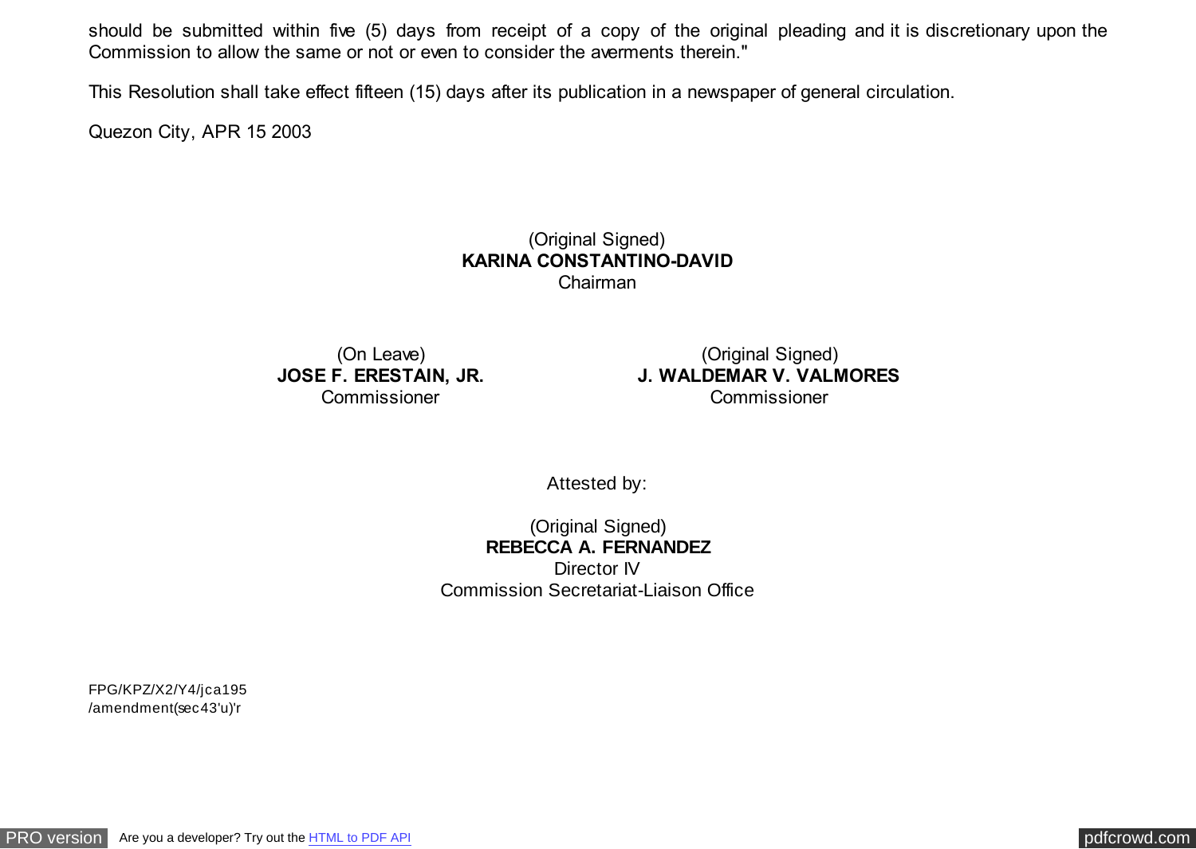should be submitted within five (5) days from receipt of a copy of the original pleading and it is discretionary upon the Commission to allow the same or not or even to consider the averments therein."

This Resolution shall take effect fifteen (15) days after its publication in a newspaper of general circulation.

Quezon City, APR 15 2003

(Original Signed)
**KARINA CONSTANTINO-DAVID**
Chairman

(On Leave)
**JOSE F. ERESTAIN, JR.**
Commissioner

(Original Signed)
**J. WALDEMAR V. VALMORES**
Commissioner

Attested by:

(Original Signed)
**REBECCA A. FERNANDEZ**
Director IV
Commission Secretariat-Liaison Office

FPG/KPZ/X2/Y4/jca195
/amendment(sec43'u)'r